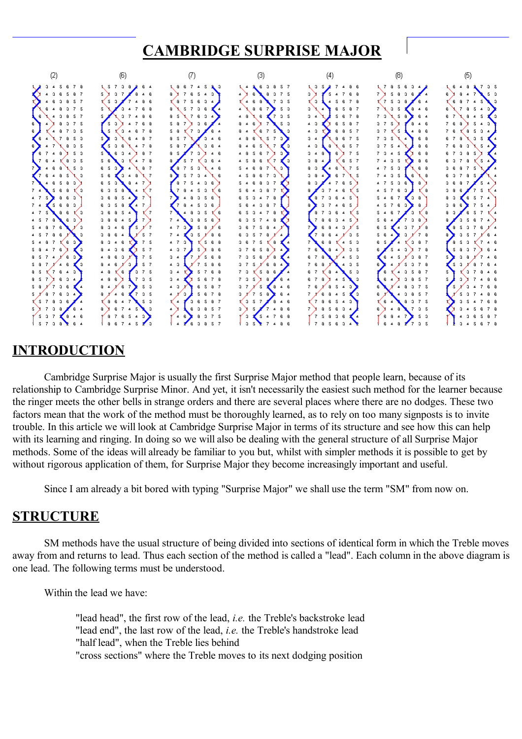# CAMBRIDGE SURPRISE MAJOR

## INTRODUCTION

Cambridge Surprise Major is usually the first Surprise Major method that people learn, because of its relationship to Cambridge Surprise Minor. And yet, it isn't necessarily the easiest such method for the learner because the ringer meets the other bells in strange orders and there are several places where there are no dodges. These two factors mean that the work of the method must be thoroughly learned, as to rely on too many signposts is to invite trouble. In this article we will look at Cambridge Surprise Major in terms of its structure and see how this can help with its learning and ringing. In doing so we will also be dealing with the general structure of all Surprise Major methods. Some of the ideas will already be familiar to you but, whilst with simpler methods it is possible to get by without rigorous application of them, for Surprise Major they become increasingly important and useful.

Since I am already a bit bored with typing "Surprise Major" we shall use the term "SM" from now on.

## STRUCTURE

SM methods have the usual structure of being divided into sections of identical form in which the Treble moves away from and returns to lead. Thus each section of the method is called a "lead". Each column in the above diagram is one lead. The following terms must be understood.

Within the lead we have:

> "lead head", the first row of the lead, *i.e.* the Treble's backstroke lead
> "lead end", the last row of the lead, *i.e.* the Treble's handstroke lead
> "half lead", when the Treble lies behind
> "cross sections" where the Treble moves to its next dodging position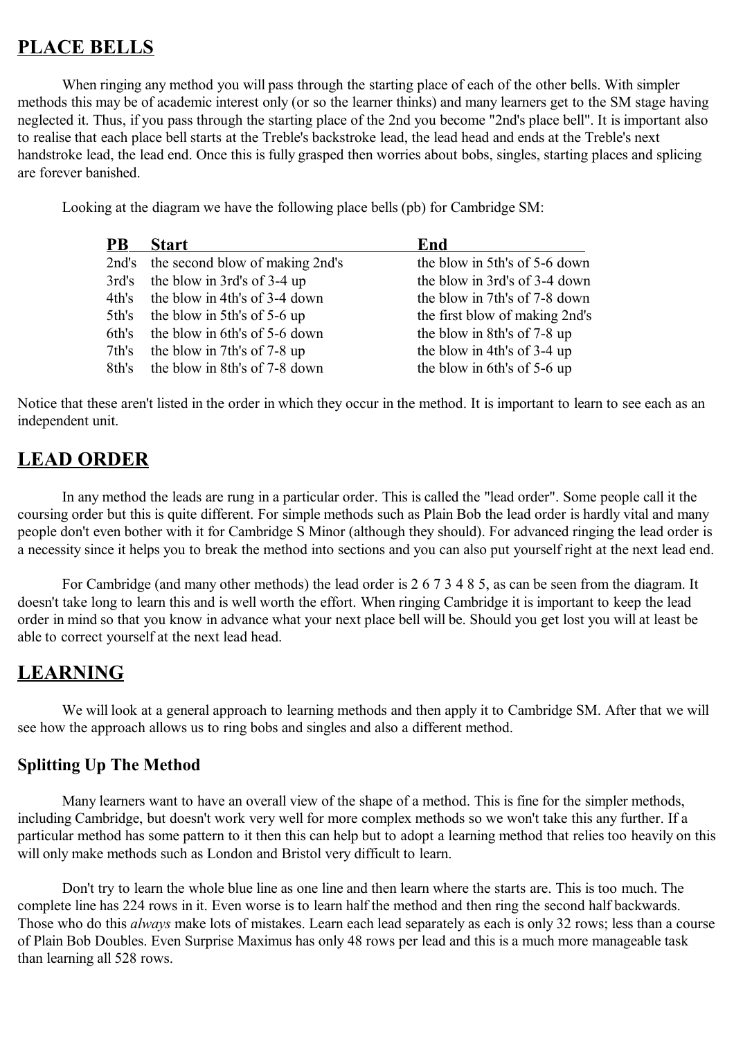## PLACE BELLS

When ringing any method you will pass through the starting place of each of the other bells. With simpler methods this may be of academic interest only (or so the learner thinks) and many learners get to the SM stage having neglected it. Thus, if you pass through the starting place of the 2nd you become "2nd's place bell". It is important also to realise that each place bell starts at the Treble's backstroke lead, the lead head and ends at the Treble's next handstroke lead, the lead end. Once this is fully grasped then worries about bobs, singles, starting places and splicing are forever banished.

Looking at the diagram we have the following place bells (pb) for Cambridge SM:

| PB | Start | End |
|---|---|---|
| 2nd's | the second blow of making 2nd's | the blow in 5th's of 5-6 down |
| 3rd's | the blow in 3rd's of 3-4 up | the blow in 3rd's of 3-4 down |
| 4th's | the blow in 4th's of 3-4 down | the blow in 7th's of 7-8 down |
| 5th's | the blow in 5th's of 5-6 up | the first blow of making 2nd's |
| 6th's | the blow in 6th's of 5-6 down | the blow in 8th's of 7-8 up |
| 7th's | the blow in 7th's of 7-8 up | the blow in 4th's of 3-4 up |
| 8th's | the blow in 8th's of 7-8 down | the blow in 6th's of 5-6 up |

Notice that these aren't listed in the order in which they occur in the method. It is important to learn to see each as an independent unit.

## LEAD ORDER

In any method the leads are rung in a particular order. This is called the "lead order". Some people call it the coursing order but this is quite different. For simple methods such as Plain Bob the lead order is hardly vital and many people don't even bother with it for Cambridge S Minor (although they should). For advanced ringing the lead order is a necessity since it helps you to break the method into sections and you can also put yourself right at the next lead end.

For Cambridge (and many other methods) the lead order is 2 6 7 3 4 8 5, as can be seen from the diagram. It doesn't take long to learn this and is well worth the effort. When ringing Cambridge it is important to keep the lead order in mind so that you know in advance what your next place bell will be. Should you get lost you will at least be able to correct yourself at the next lead head.

## LEARNING

We will look at a general approach to learning methods and then apply it to Cambridge SM. After that we will see how the approach allows us to ring bobs and singles and also a different method.

### Splitting Up The Method

Many learners want to have an overall view of the shape of a method. This is fine for the simpler methods, including Cambridge, but doesn't work very well for more complex methods so we won't take this any further. If a particular method has some pattern to it then this can help but to adopt a learning method that relies too heavily on this will only make methods such as London and Bristol very difficult to learn.

Don't try to learn the whole blue line as one line and then learn where the starts are. This is too much. The complete line has 224 rows in it. Even worse is to learn half the method and then ring the second half backwards. Those who do this *always* make lots of mistakes. Learn each lead separately as each is only 32 rows; less than a course of Plain Bob Doubles. Even Surprise Maximus has only 48 rows per lead and this is a much more manageable task than learning all 528 rows.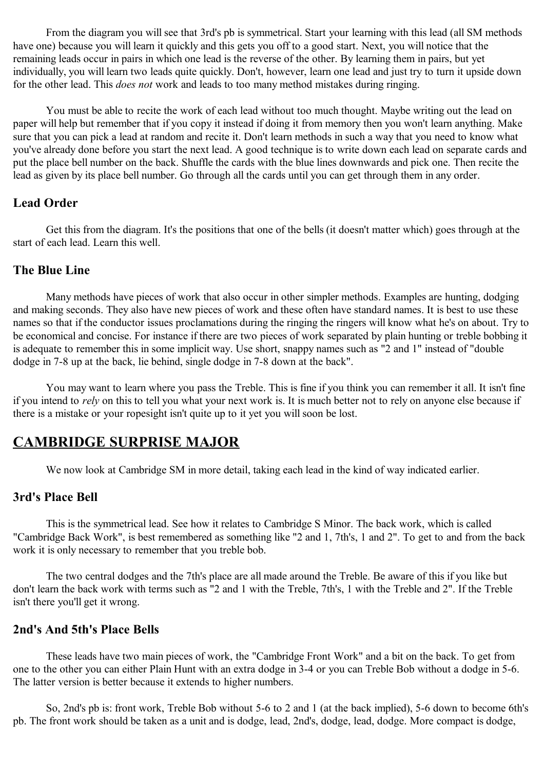From the diagram you will see that 3rd's pb is symmetrical. Start your learning with this lead (all SM methods have one) because you will learn it quickly and this gets you off to a good start. Next, you will notice that the remaining leads occur in pairs in which one lead is the reverse of the other. By learning them in pairs, but yet individually, you will learn two leads quite quickly. Don't, however, learn one lead and just try to turn it upside down for the other lead. This *does not* work and leads to too many method mistakes during ringing.

You must be able to recite the work of each lead without too much thought. Maybe writing out the lead on paper will help but remember that if you copy it instead if doing it from memory then you won't learn anything. Make sure that you can pick a lead at random and recite it. Don't learn methods in such a way that you need to know what you've already done before you start the next lead. A good technique is to write down each lead on separate cards and put the place bell number on the back. Shuffle the cards with the blue lines downwards and pick one. Then recite the lead as given by its place bell number. Go through all the cards until you can get through them in any order.

### Lead Order

Get this from the diagram. It's the positions that one of the bells (it doesn't matter which) goes through at the start of each lead. Learn this well.

### The Blue Line

Many methods have pieces of work that also occur in other simpler methods. Examples are hunting, dodging and making seconds. They also have new pieces of work and these often have standard names. It is best to use these names so that if the conductor issues proclamations during the ringing the ringers will know what he's on about. Try to be economical and concise. For instance if there are two pieces of work separated by plain hunting or treble bobbing it is adequate to remember this in some implicit way. Use short, snappy names such as "2 and 1" instead of "double dodge in 7-8 up at the back, lie behind, single dodge in 7-8 down at the back".

You may want to learn where you pass the Treble. This is fine if you think you can remember it all. It isn't fine if you intend to *rely* on this to tell you what your next work is. It is much better not to rely on anyone else because if there is a mistake or your ropesight isn't quite up to it yet you will soon be lost.

## CAMBRIDGE SURPRISE MAJOR

We now look at Cambridge SM in more detail, taking each lead in the kind of way indicated earlier.

### 3rd's Place Bell

This is the symmetrical lead. See how it relates to Cambridge S Minor. The back work, which is called "Cambridge Back Work", is best remembered as something like "2 and 1, 7th's, 1 and 2". To get to and from the back work it is only necessary to remember that you treble bob.

The two central dodges and the 7th's place are all made around the Treble. Be aware of this if you like but don't learn the back work with terms such as "2 and 1 with the Treble, 7th's, 1 with the Treble and 2". If the Treble isn't there you'll get it wrong.

### 2nd's And 5th's Place Bells

These leads have two main pieces of work, the "Cambridge Front Work" and a bit on the back. To get from one to the other you can either Plain Hunt with an extra dodge in 3-4 or you can Treble Bob without a dodge in 5-6. The latter version is better because it extends to higher numbers.

So, 2nd's pb is: front work, Treble Bob without 5-6 to 2 and 1 (at the back implied), 5-6 down to become 6th's pb. The front work should be taken as a unit and is dodge, lead, 2nd's, dodge, lead, dodge. More compact is dodge,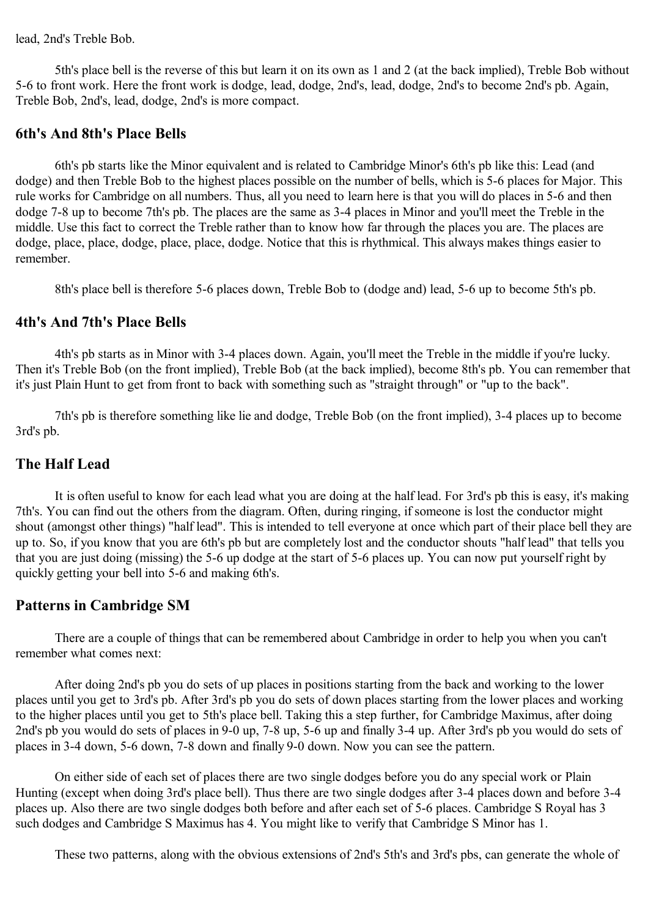lead, 2nd's Treble Bob.

5th's place bell is the reverse of this but learn it on its own as 1 and 2 (at the back implied), Treble Bob without 5-6 to front work. Here the front work is dodge, lead, dodge, 2nd's, lead, dodge, 2nd's to become 2nd's pb. Again, Treble Bob, 2nd's, lead, dodge, 2nd's is more compact.

## 6th's And 8th's Place Bells

6th's pb starts like the Minor equivalent and is related to Cambridge Minor's 6th's pb like this: Lead (and dodge) and then Treble Bob to the highest places possible on the number of bells, which is 5-6 places for Major. This rule works for Cambridge on all numbers. Thus, all you need to learn here is that you will do places in 5-6 and then dodge 7-8 up to become 7th's pb. The places are the same as 3-4 places in Minor and you'll meet the Treble in the middle. Use this fact to correct the Treble rather than to know how far through the places you are. The places are dodge, place, place, dodge, place, place, dodge. Notice that this is rhythmical. This always makes things easier to remember.

8th's place bell is therefore 5-6 places down, Treble Bob to (dodge and) lead, 5-6 up to become 5th's pb.

## 4th's And 7th's Place Bells

4th's pb starts as in Minor with 3-4 places down. Again, you'll meet the Treble in the middle if you're lucky. Then it's Treble Bob (on the front implied), Treble Bob (at the back implied), become 8th's pb. You can remember that it's just Plain Hunt to get from front to back with something such as "straight through" or "up to the back".

7th's pb is therefore something like lie and dodge, Treble Bob (on the front implied), 3-4 places up to become 3rd's pb.

## The Half Lead

It is often useful to know for each lead what you are doing at the half lead. For 3rd's pb this is easy, it's making 7th's. You can find out the others from the diagram. Often, during ringing, if someone is lost the conductor might shout (amongst other things) "half lead". This is intended to tell everyone at once which part of their place bell they are up to. So, if you know that you are 6th's pb but are completely lost and the conductor shouts "half lead" that tells you that you are just doing (missing) the 5-6 up dodge at the start of 5-6 places up. You can now put yourself right by quickly getting your bell into 5-6 and making 6th's.

## Patterns in Cambridge SM

There are a couple of things that can be remembered about Cambridge in order to help you when you can't remember what comes next:

After doing 2nd's pb you do sets of up places in positions starting from the back and working to the lower places until you get to 3rd's pb. After 3rd's pb you do sets of down places starting from the lower places and working to the higher places until you get to 5th's place bell. Taking this a step further, for Cambridge Maximus, after doing 2nd's pb you would do sets of places in 9-0 up, 7-8 up, 5-6 up and finally 3-4 up. After 3rd's pb you would do sets of places in 3-4 down, 5-6 down, 7-8 down and finally 9-0 down. Now you can see the pattern.

On either side of each set of places there are two single dodges before you do any special work or Plain Hunting (except when doing 3rd's place bell). Thus there are two single dodges after 3-4 places down and before 3-4 places up. Also there are two single dodges both before and after each set of 5-6 places. Cambridge S Royal has 3 such dodges and Cambridge S Maximus has 4. You might like to verify that Cambridge S Minor has 1.

These two patterns, along with the obvious extensions of 2nd's 5th's and 3rd's pbs, can generate the whole of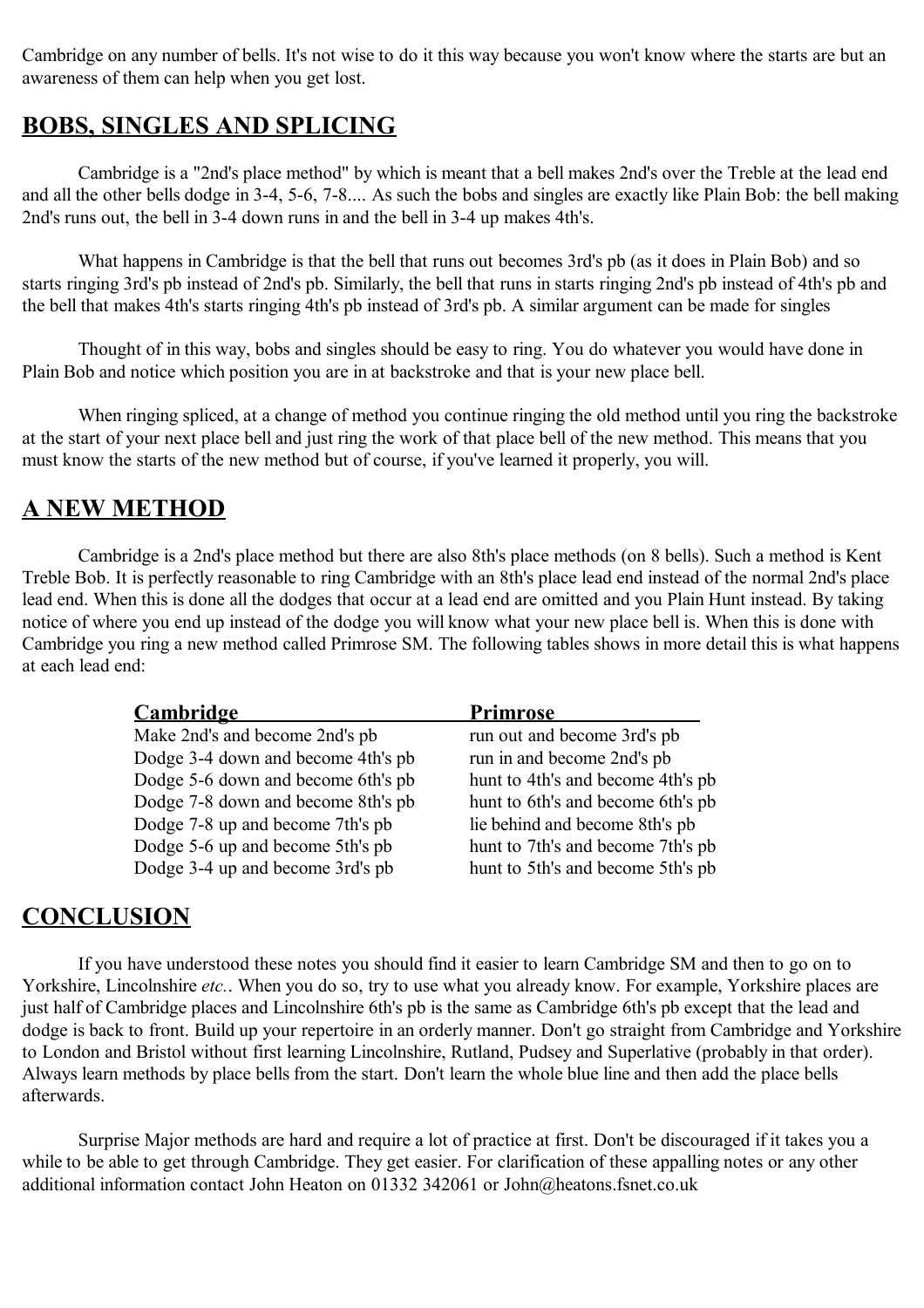Cambridge on any number of bells. It's not wise to do it this way because you won't know where the starts are but an awareness of them can help when you get lost.

## BOBS, SINGLES AND SPLICING

Cambridge is a "2nd's place method" by which is meant that a bell makes 2nd's over the Treble at the lead end and all the other bells dodge in 3-4, 5-6, 7-8.... As such the bobs and singles are exactly like Plain Bob: the bell making 2nd's runs out, the bell in 3-4 down runs in and the bell in 3-4 up makes 4th's.

What happens in Cambridge is that the bell that runs out becomes 3rd's pb (as it does in Plain Bob) and so starts ringing 3rd's pb instead of 2nd's pb. Similarly, the bell that runs in starts ringing 2nd's pb instead of 4th's pb and the bell that makes 4th's starts ringing 4th's pb instead of 3rd's pb. A similar argument can be made for singles

Thought of in this way, bobs and singles should be easy to ring. You do whatever you would have done in Plain Bob and notice which position you are in at backstroke and that is your new place bell.

When ringing spliced, at a change of method you continue ringing the old method until you ring the backstroke at the start of your next place bell and just ring the work of that place bell of the new method. This means that you must know the starts of the new method but of course, if you've learned it properly, you will.

## A NEW METHOD

Cambridge is a 2nd's place method but there are also 8th's place methods (on 8 bells). Such a method is Kent Treble Bob. It is perfectly reasonable to ring Cambridge with an 8th's place lead end instead of the normal 2nd's place lead end. When this is done all the dodges that occur at a lead end are omitted and you Plain Hunt instead. By taking notice of where you end up instead of the dodge you will know what your new place bell is. When this is done with Cambridge you ring a new method called Primrose SM. The following tables shows in more detail this is what happens at each lead end:

| Cambridge | Primrose |
|---|---|
| Make 2nd's and become 2nd's pb | run out and become 3rd's pb |
| Dodge 3-4 down and become 4th's pb | run in and become 2nd's pb |
| Dodge 5-6 down and become 6th's pb | hunt to 4th's and become 4th's pb |
| Dodge 7-8 down and become 8th's pb | hunt to 6th's and become 6th's pb |
| Dodge 7-8 up and become 7th's pb | lie behind and become 8th's pb |
| Dodge 5-6 up and become 5th's pb | hunt to 7th's and become 7th's pb |
| Dodge 3-4 up and become 3rd's pb | hunt to 5th's and become 5th's pb |

## CONCLUSION

If you have understood these notes you should find it easier to learn Cambridge SM and then to go on to Yorkshire, Lincolnshire *etc.*. When you do so, try to use what you already know. For example, Yorkshire places are just half of Cambridge places and Lincolnshire 6th's pb is the same as Cambridge 6th's pb except that the lead and dodge is back to front. Build up your repertoire in an orderly manner. Don't go straight from Cambridge and Yorkshire to London and Bristol without first learning Lincolnshire, Rutland, Pudsey and Superlative (probably in that order). Always learn methods by place bells from the start. Don't learn the whole blue line and then add the place bells afterwards.

Surprise Major methods are hard and require a lot of practice at first. Don't be discouraged if it takes you a while to be able to get through Cambridge. They get easier. For clarification of these appalling notes or any other additional information contact John Heaton on 01332 342061 or John@heatons.fsnet.co.uk